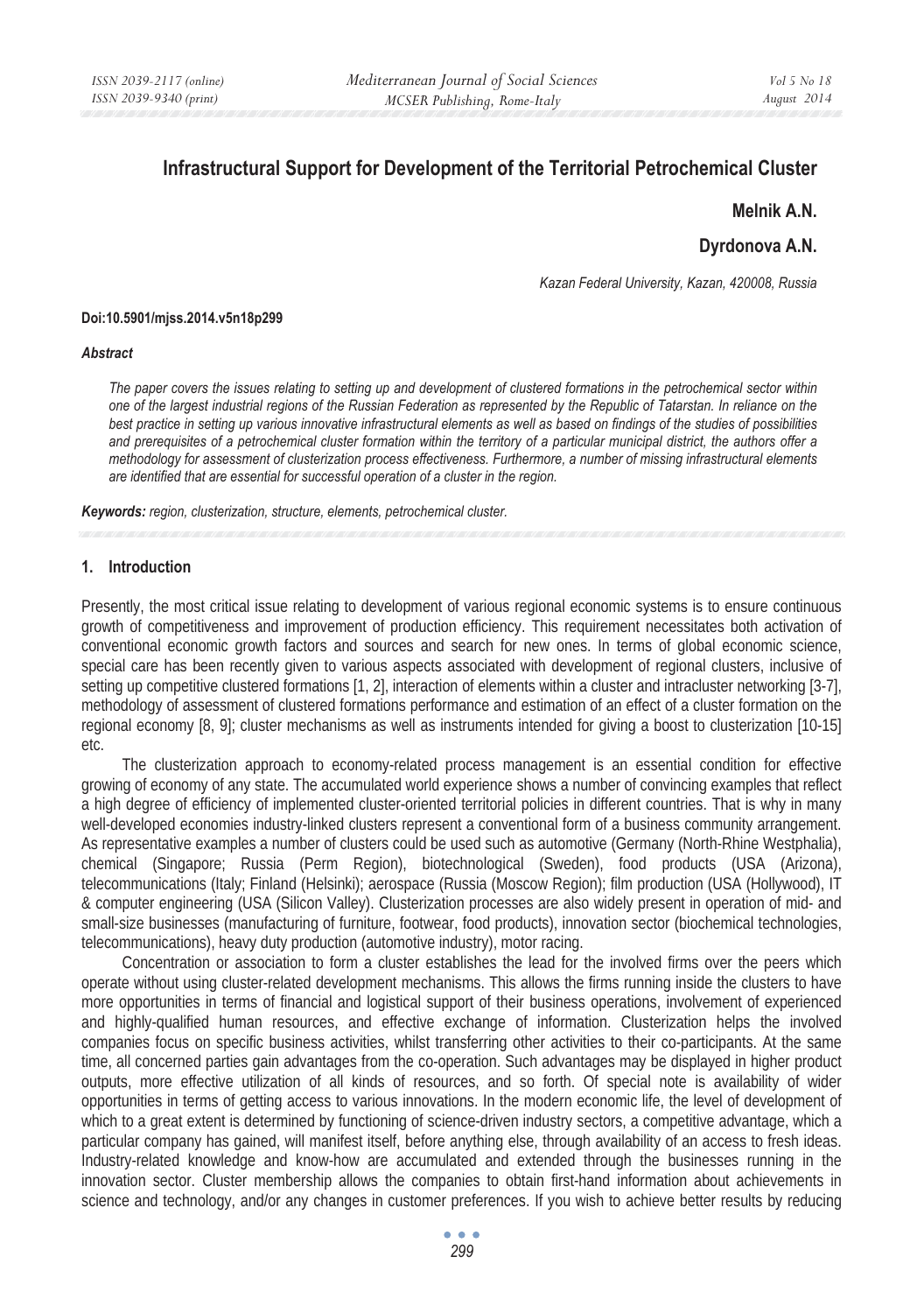# Infrastructural Support for Development of the Territorial Petrochemical Cluster

**Melnik A.N.**

**Dyrdonova A.N.**

*Kazan Federal University, Kazan, 420008, Russia*

**Doi:10.5901/mjss.2014.v5n18p299**

***Abstract***

*The paper covers the issues relating to setting up and development of clustered formations in the petrochemical sector within one of the largest industrial regions of the Russian Federation as represented by the Republic of Tatarstan. In reliance on the best practice in setting up various innovative infrastructural elements as well as based on findings of the studies of possibilities and prerequisites of a petrochemical cluster formation within the territory of a particular municipal district, the authors offer a methodology for assessment of clusterization process effectiveness. Furthermore, a number of missing infrastructural elements are identified that are essential for successful operation of a cluster in the region.*

***Keywords:*** *region, clusterization, structure, elements, petrochemical cluster.*

## 1. Introduction

Presently, the most critical issue relating to development of various regional economic systems is to ensure continuous growth of competitiveness and improvement of production efficiency. This requirement necessitates both activation of conventional economic growth factors and sources and search for new ones. In terms of global economic science, special care has been recently given to various aspects associated with development of regional clusters, inclusive of setting up competitive clustered formations [1, 2], interaction of elements within a cluster and intracluster networking [3-7], methodology of assessment of clustered formations performance and estimation of an effect of a cluster formation on the regional economy [8, 9]; cluster mechanisms as well as instruments intended for giving a boost to clusterization [10-15] etc.

The clusterization approach to economy-related process management is an essential condition for effective growing of economy of any state. The accumulated world experience shows a number of convincing examples that reflect a high degree of efficiency of implemented cluster-oriented territorial policies in different countries. That is why in many well-developed economies industry-linked clusters represent a conventional form of a business community arrangement. As representative examples a number of clusters could be used such as automotive (Germany (North-Rhine Westphalia), chemical (Singapore; Russia (Perm Region), biotechnological (Sweden), food products (USA (Arizona), telecommunications (Italy; Finland (Helsinki); aerospace (Russia (Moscow Region); film production (USA (Hollywood), IT & computer engineering (USA (Silicon Valley). Clusterization processes are also widely present in operation of mid- and small-size businesses (manufacturing of furniture, footwear, food products), innovation sector (biochemical technologies, telecommunications), heavy duty production (automotive industry), motor racing.

Concentration or association to form a cluster establishes the lead for the involved firms over the peers which operate without using cluster-related development mechanisms. This allows the firms running inside the clusters to have more opportunities in terms of financial and logistical support of their business operations, involvement of experienced and highly-qualified human resources, and effective exchange of information. Clusterization helps the involved companies focus on specific business activities, whilst transferring other activities to their co-participants. At the same time, all concerned parties gain advantages from the co-operation. Such advantages may be displayed in higher product outputs, more effective utilization of all kinds of resources, and so forth. Of special note is availability of wider opportunities in terms of getting access to various innovations. In the modern economic life, the level of development of which to a great extent is determined by functioning of science-driven industry sectors, a competitive advantage, which a particular company has gained, will manifest itself, before anything else, through availability of an access to fresh ideas. Industry-related knowledge and know-how are accumulated and extended through the businesses running in the innovation sector. Cluster membership allows the companies to obtain first-hand information about achievements in science and technology, and/or any changes in customer preferences. If you wish to achieve better results by reducing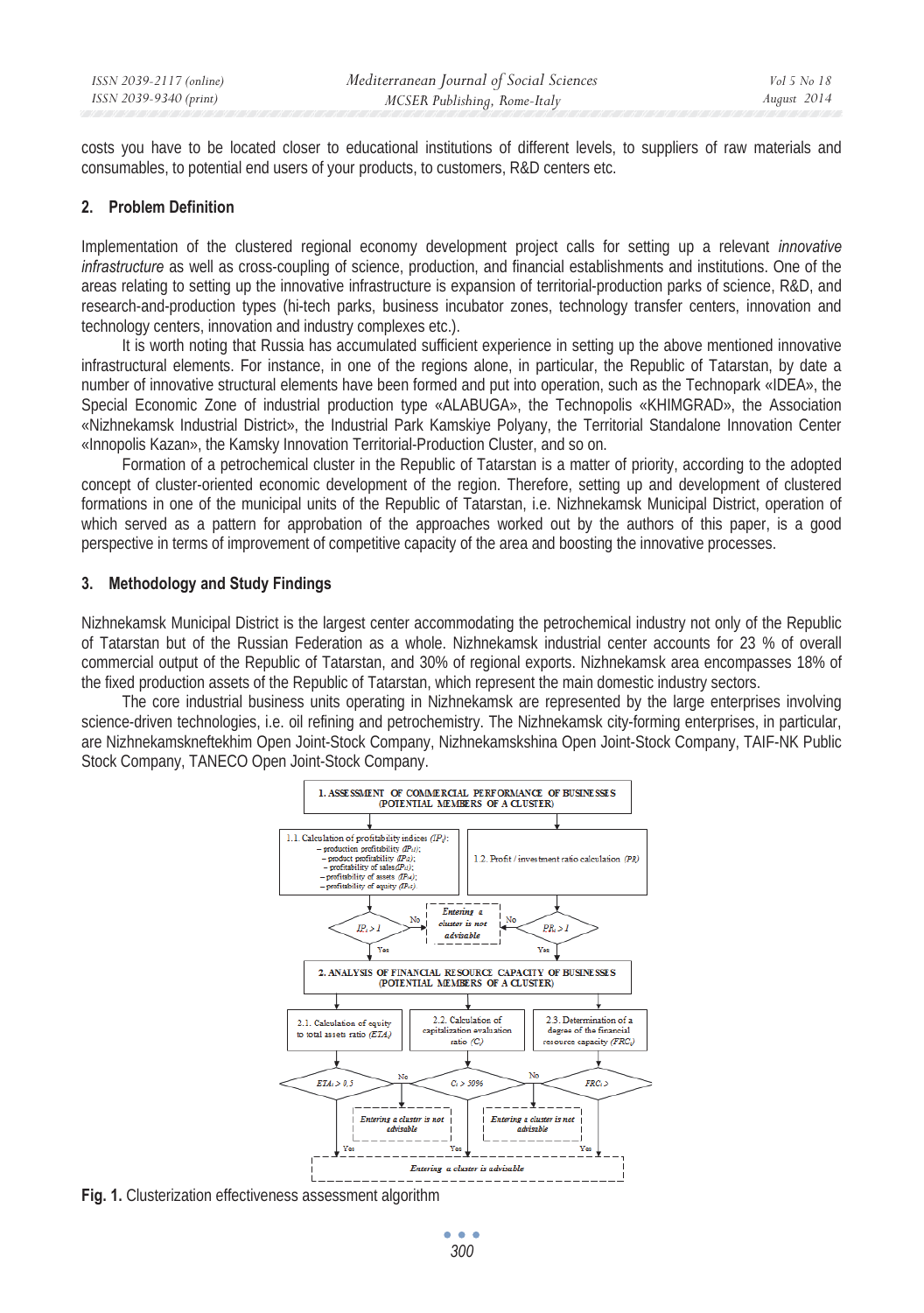costs you have to be located closer to educational institutions of different levels, to suppliers of raw materials and consumables, to potential end users of your products, to customers, R&D centers etc.

## 2. Problem Definition

Implementation of the clustered regional economy development project calls for setting up a relevant *innovative infrastructure* as well as cross-coupling of science, production, and financial establishments and institutions. One of the areas relating to setting up the innovative infrastructure is expansion of territorial-production parks of science, R&D, and research-and-production types (hi-tech parks, business incubator zones, technology transfer centers, innovation and technology centers, innovation and industry complexes etc.).

It is worth noting that Russia has accumulated sufficient experience in setting up the above mentioned innovative infrastructural elements. For instance, in one of the regions alone, in particular, the Republic of Tatarstan, by date a number of innovative structural elements have been formed and put into operation, such as the Technopark «IDEA», the Special Economic Zone of industrial production type «ALABUGA», the Technopolis «KHIMGRAD», the Association «Nizhnekamsk Industrial District», the Industrial Park Kamskiye Polyany, the Territorial Standalone Innovation Center «Innopolis Kazan», the Kamsky Innovation Territorial-Production Cluster, and so on.

Formation of a petrochemical cluster in the Republic of Tatarstan is a matter of priority, according to the adopted concept of cluster-oriented economic development of the region. Therefore, setting up and development of clustered formations in one of the municipal units of the Republic of Tatarstan, i.e. Nizhnekamsk Municipal District, operation of which served as a pattern for approbation of the approaches worked out by the authors of this paper, is a good perspective in terms of improvement of competitive capacity of the area and boosting the innovative processes.

## 3. Methodology and Study Findings

Nizhnekamsk Municipal District is the largest center accommodating the petrochemical industry not only of the Republic of Tatarstan but of the Russian Federation as a whole. Nizhnekamsk industrial center accounts for 23 % of overall commercial output of the Republic of Tatarstan, and 30% of regional exports. Nizhnekamsk area encompasses 18% of the fixed production assets of the Republic of Tatarstan, which represent the main domestic industry sectors.

The core industrial business units operating in Nizhnekamsk are represented by the large enterprises involving science-driven technologies, i.e. oil refining and petrochemistry. The Nizhnekamsk city-forming enterprises, in particular, are Nizhnekamskneftekhim Open Joint-Stock Company, Nizhnekamskshina Open Joint-Stock Company, TAIF-NK Public Stock Company, TANECO Open Joint-Stock Company.

1. ASSESSMENT OF COMMERCIAL PERFORMANCE OF BUSINESSES (POTENTIAL MEMBERS OF A CLUSTER)

1.1. Calculation of profitability indices ($IP_i$):
- production profitability ($IP_{i1}$);
- product profitability ($IP_{i2}$);
- profitability of sales ($IP_{i3}$);
- profitability of assets ($IP_{i4}$);
- profitability of equity ($IP_{i5}$)

1.2. Profit / investment ratio calculation ($PR_i$)

$IP_i > 1$ — No: *Entering a cluster is not advisable*; Yes
$PR_i > 1$ — No: *Entering a cluster is not advisable*; Yes

2. ANALYSIS OF FINANCIAL RESOURCE CAPACITY OF BUSINESSES (POTENTIAL MEMBERS OF A CLUSTER)

2.1. Calculation of equity to total assets ratio ($ETA_i$)

2.2. Calculation of capitalization evaluation ratio ($C_i$)

2.3. Determination of a degree of the financial resource capacity ($FRC_i$)

$ETA_i > 0.5$ — No: *Entering a cluster is not advisable*; Yes
$C_i > 50\%$ — No: *Entering a cluster is not advisable*; Yes
$FRC_i >$ — Yes

*Entering a cluster is advisable*

**Fig. 1.** Clusterization effectiveness assessment algorithm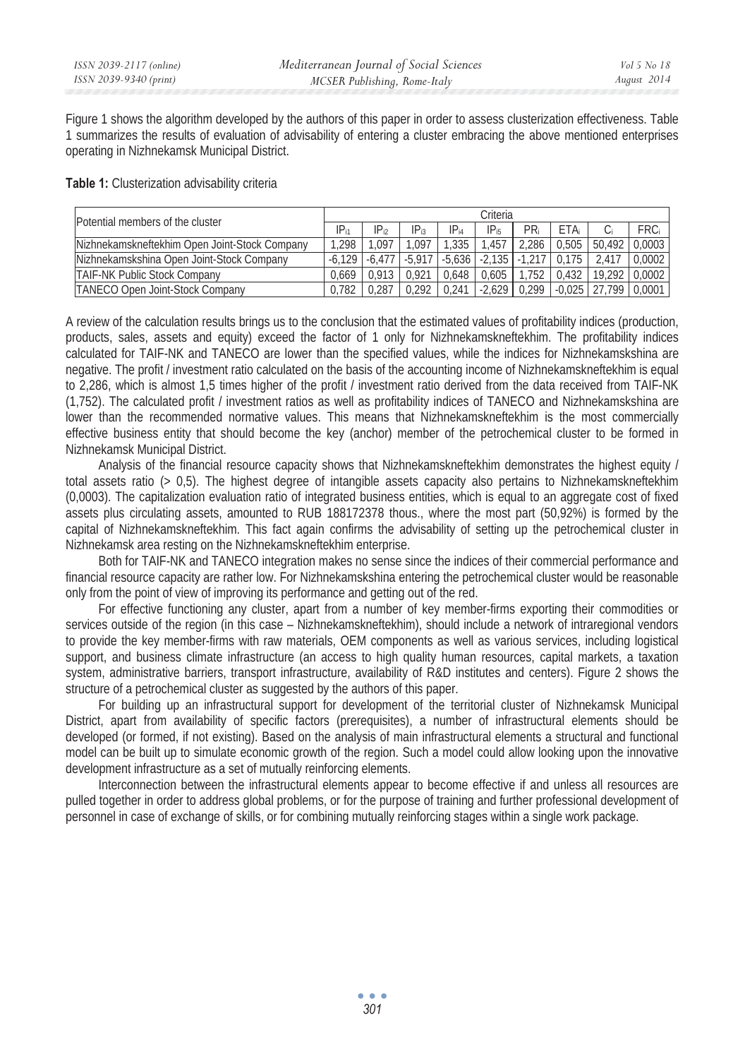Figure 1 shows the algorithm developed by the authors of this paper in order to assess clusterization effectiveness. Table 1 summarizes the results of evaluation of advisability of entering a cluster embracing the above mentioned enterprises operating in Nizhnekamsk Municipal District.

**Table 1:** Clusterization advisability criteria

| Potential members of the cluster | Criteria | | | | | | | | |
|---|---|---|---|---|---|---|---|---|---|
| | $IP_{i1}$ | $IP_{i2}$ | $IP_{i3}$ | $IP_{i4}$ | $IP_{i5}$ | $PR_i$ | $ETA_i$ | $C_i$ | $FRC_i$ |
| Nizhnekamskneftekhim Open Joint-Stock Company | 1,298 | 1,097 | 1,097 | 1,335 | 1,457 | 2,286 | 0,505 | 50,492 | 0,0003 |
| Nizhnekamskshina Open Joint-Stock Company | -6,129 | -6,477 | -5,917 | -5,636 | -2,135 | -1,217 | 0,175 | 2,417 | 0,0002 |
| TAIF-NK Public Stock Company | 0,669 | 0,913 | 0,921 | 0,648 | 0,605 | 1,752 | 0,432 | 19,292 | 0,0002 |
| TANECO Open Joint-Stock Company | 0,782 | 0,287 | 0,292 | 0,241 | -2,629 | 0,299 | -0,025 | 27,799 | 0,0001 |

A review of the calculation results brings us to the conclusion that the estimated values of profitability indices (production, products, sales, assets and equity) exceed the factor of 1 only for Nizhnekamskneftekhim. The profitability indices calculated for TAIF-NK and TANECO are lower than the specified values, while the indices for Nizhnekamskshina are negative. The profit / investment ratio calculated on the basis of the accounting income of Nizhnekamskneftekhim is equal to 2,286, which is almost 1,5 times higher of the profit / investment ratio derived from the data received from TAIF-NK (1,752). The calculated profit / investment ratios as well as profitability indices of TANECO and Nizhnekamskshina are lower than the recommended normative values. This means that Nizhnekamskneftekhim is the most commercially effective business entity that should become the key (anchor) member of the petrochemical cluster to be formed in Nizhnekamsk Municipal District.

Analysis of the financial resource capacity shows that Nizhnekamskneftekhim demonstrates the highest equity / total assets ratio (> 0,5). The highest degree of intangible assets capacity also pertains to Nizhnekamskneftekhim (0,0003). The capitalization evaluation ratio of integrated business entities, which is equal to an aggregate cost of fixed assets plus circulating assets, amounted to RUB 188172378 thous., where the most part (50,92%) is formed by the capital of Nizhnekamskneftekhim. This fact again confirms the advisability of setting up the petrochemical cluster in Nizhnekamsk area resting on the Nizhnekamskneftekhim enterprise.

Both for TAIF-NK and TANECO integration makes no sense since the indices of their commercial performance and financial resource capacity are rather low. For Nizhnekamskshina entering the petrochemical cluster would be reasonable only from the point of view of improving its performance and getting out of the red.

For effective functioning any cluster, apart from a number of key member-firms exporting their commodities or services outside of the region (in this case – Nizhnekamskneftekhim), should include a network of intraregional vendors to provide the key member-firms with raw materials, OEM components as well as various services, including logistical support, and business climate infrastructure (an access to high quality human resources, capital markets, a taxation system, administrative barriers, transport infrastructure, availability of R&D institutes and centers). Figure 2 shows the structure of a petrochemical cluster as suggested by the authors of this paper.

For building up an infrastructural support for development of the territorial cluster of Nizhnekamsk Municipal District, apart from availability of specific factors (prerequisites), a number of infrastructural elements should be developed (or formed, if not existing). Based on the analysis of main infrastructural elements a structural and functional model can be built up to simulate economic growth of the region. Such a model could allow looking upon the innovative development infrastructure as a set of mutually reinforcing elements.

Interconnection between the infrastructural elements appear to become effective if and unless all resources are pulled together in order to address global problems, or for the purpose of training and further professional development of personnel in case of exchange of skills, or for combining mutually reinforcing stages within a single work package.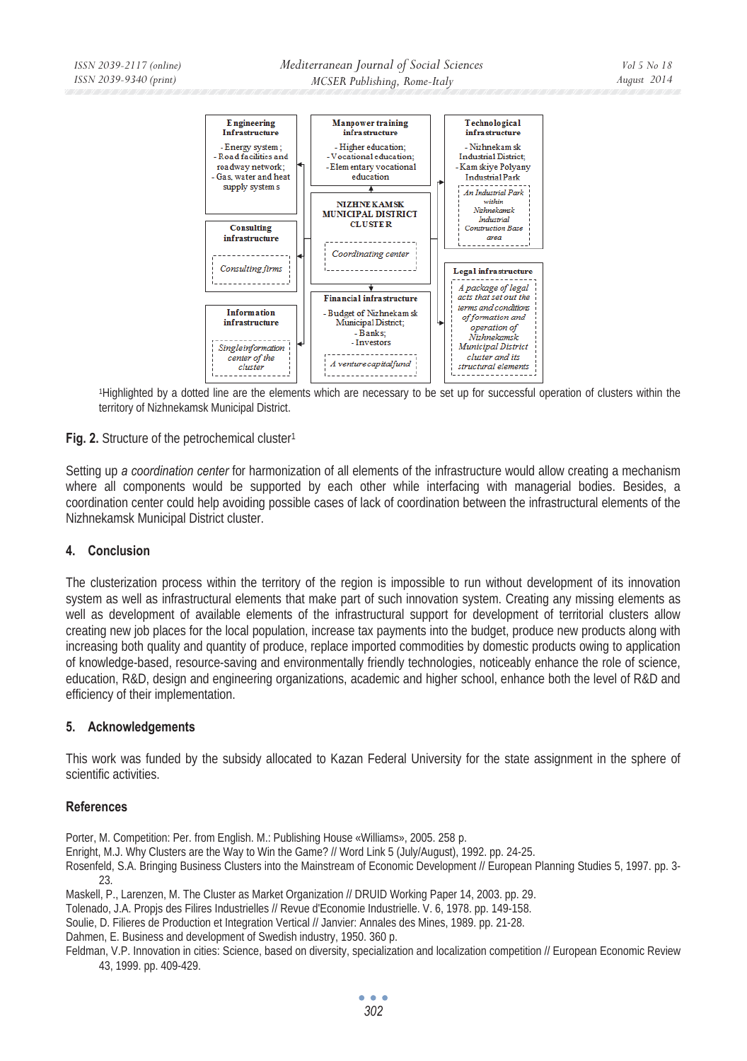| Engineering Infrastructure | Manpower training infrastructure | Technological infrastructure |
| --- | --- | --- |
| - Energy system; - Road facilities and roadway network; - Gas, water and heat supply systems | - Higher education; - Vocational education; - Elementary vocational education | - Nizhnekamsk Industrial District; - Kamskiye Polyany Industrial Park; *An Industrial Park within Nizhnekamsk Industrial Construction Base area* |
| **Consulting infrastructure**: *Consulting firms* | **NIZHNEKAMSK MUNICIPAL DISTRICT CLUSTER**: *Coordinating center* | **Legal infrastructure**: *A package of legal acts that set out the terms and conditions of formation and operation of Nizhnekamsk Municipal District cluster and its structural elements* |
| **Information infrastructure**: *Single information center of the cluster* | **Financial infrastructure**: - Budget of Nizhnekamsk Municipal District; - Banks; - Investors; *A venture capital fund* | |

[1]Highlighted by a dotted line are the elements which are necessary to be set up for successful operation of clusters within the territory of Nizhnekamsk Municipal District.

**Fig. 2.** Structure of the petrochemical cluster[1]

Setting up *a coordination center* for harmonization of all elements of the infrastructure would allow creating a mechanism where all components would be supported by each other while interfacing with managerial bodies. Besides, a coordination center could help avoiding possible cases of lack of coordination between the infrastructural elements of the Nizhnekamsk Municipal District cluster.

## 4. Conclusion

The clusterization process within the territory of the region is impossible to run without development of its innovation system as well as infrastructural elements that make part of such innovation system. Creating any missing elements as well as development of available elements of the infrastructural support for development of territorial clusters allow creating new job places for the local population, increase tax payments into the budget, produce new products along with increasing both quality and quantity of produce, replace imported commodities by domestic products owing to application of knowledge-based, resource-saving and environmentally friendly technologies, noticeably enhance the role of science, education, R&D, design and engineering organizations, academic and higher school, enhance both the level of R&D and efficiency of their implementation.

## 5. Acknowledgements

This work was funded by the subsidy allocated to Kazan Federal University for the state assignment in the sphere of scientific activities.

## References

Porter, M. Competition: Per. from English. M.: Publishing House «Williams», 2005. 258 p.

Enright, M.J. Why Clusters are the Way to Win the Game? // Word Link 5 (July/August), 1992. pp. 24-25.

Rosenfeld, S.A. Bringing Business Clusters into the Mainstream of Economic Development // European Planning Studies 5, 1997. pp. 3-23.

Maskell, P., Larenzen, M. The Cluster as Market Organization // DRUID Working Paper 14, 2003. pp. 29.

Tolenado, J.A. Propjs des Filires Industrielles // Revue d'Economie Industrielle. V. 6, 1978. pp. 149-158.

Soulie, D. Filieres de Production et Integration Vertical // Janvier: Annales des Mines, 1989. pp. 21-28.

Dahmen, E. Business and development of Swedish industry, 1950. 360 p.

Feldman, V.P. Innovation in cities: Science, based on diversity, specialization and localization competition // European Economic Review 43, 1999. pp. 409-429.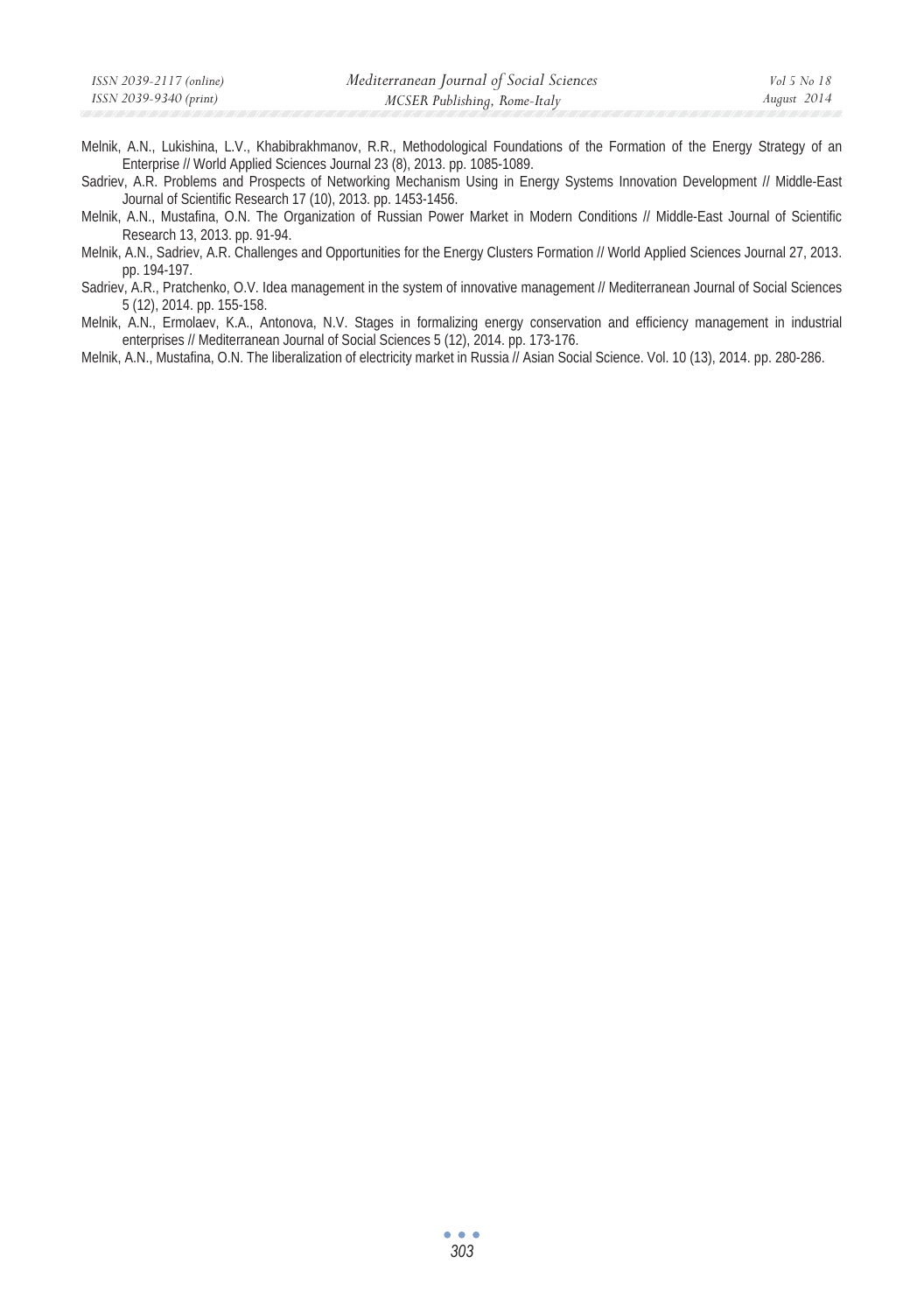Melnik, A.N., Lukishina, L.V., Khabibrakhmanov, R.R., Methodological Foundations of the Formation of the Energy Strategy of an Enterprise // World Applied Sciences Journal 23 (8), 2013. pp. 1085-1089.

Sadriev, A.R. Problems and Prospects of Networking Mechanism Using in Energy Systems Innovation Development // Middle-East Journal of Scientific Research 17 (10), 2013. pp. 1453-1456.

Melnik, A.N., Mustafina, O.N. The Organization of Russian Power Market in Modern Conditions // Middle-East Journal of Scientific Research 13, 2013. pp. 91-94.

Melnik, A.N., Sadriev, A.R. Challenges and Opportunities for the Energy Clusters Formation // World Applied Sciences Journal 27, 2013. pp. 194-197.

Sadriev, A.R., Pratchenko, O.V. Idea management in the system of innovative management // Mediterranean Journal of Social Sciences 5 (12), 2014. pp. 155-158.

Melnik, A.N., Ermolaev, K.A., Antonova, N.V. Stages in formalizing energy conservation and efficiency management in industrial enterprises // Mediterranean Journal of Social Sciences 5 (12), 2014. pp. 173-176.

Melnik, A.N., Mustafina, O.N. The liberalization of electricity market in Russia // Asian Social Science. Vol. 10 (13), 2014. pp. 280-286.